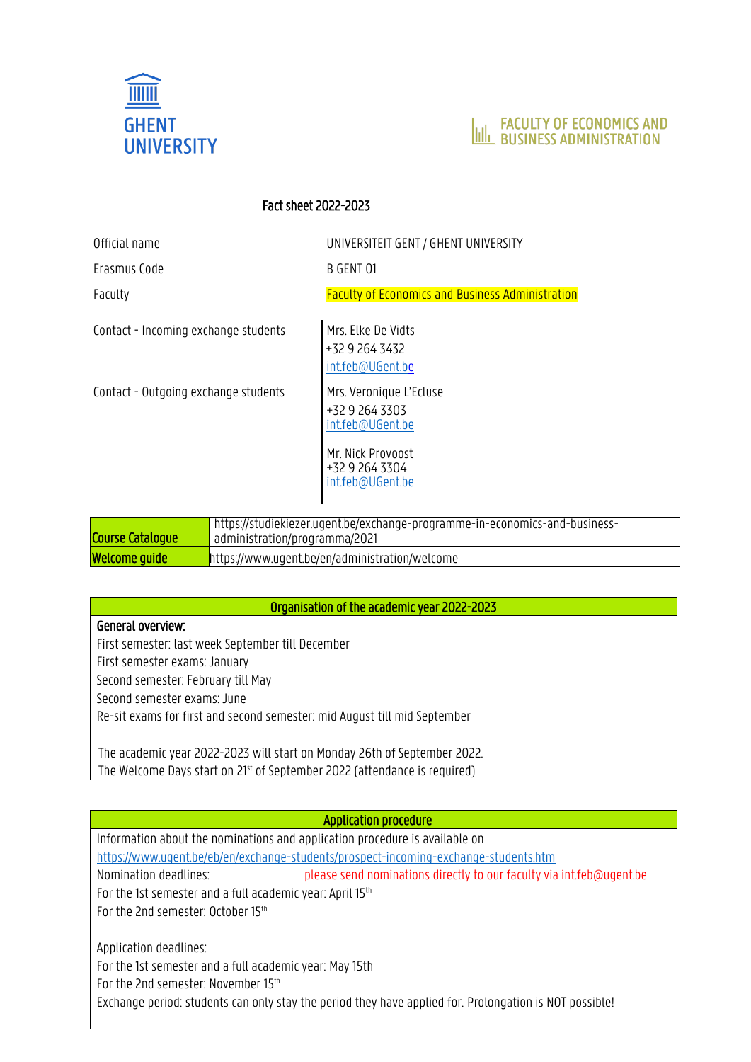GHENT UNIVERSITY

FACULTY OF ECONOMICS AND BUSINESS ADMINISTRATION

## Fact sheet 2022-2023

| | |
|---|---|
| Official name | UNIVERSITEIT GENT / GHENT UNIVERSITY |
| Erasmus Code | B GENT 01 |
| Faculty | Faculty of Economics and Business Administration |
| Contact - Incoming exchange students | Mrs. Elke De Vidts<br>+32 9 264 3432<br>int.feb@UGent.be |
| Contact - Outgoing exchange students | Mrs. Veronique L'Ecluse<br>+32 9 264 3303<br>int.feb@UGent.be<br><br>Mr. Nick Provoost<br>+32 9 264 3304<br>int.feb@UGent.be |

| | |
|---|---|
| **Course Catalogue** | https://studiekiezer.ugent.be/exchange-programme-in-economics-and-business-administration/programma/2021 |
| **Welcome guide** | https://www.ugent.be/en/administration/welcome |

### Organisation of the academic year 2022-2023

**General overview:**

First semester: last week September till December
First semester exams: January
Second semester: February till May
Second semester exams: June
Re-sit exams for first and second semester: mid August till mid September

The academic year 2022-2023 will start on Monday 26th of September 2022.
The Welcome Days start on 21st of September 2022 (attendance is required)

### Application procedure

Information about the nominations and application procedure is available on
https://www.ugent.be/eb/en/exchange-students/prospect-incoming-exchange-students.htm

Nomination deadlines: please send nominations directly to our faculty via int.feb@ugent.be
For the 1st semester and a full academic year: April 15th
For the 2nd semester: October 15th

Application deadlines:
For the 1st semester and a full academic year: May 15th
For the 2nd semester: November 15th
Exchange period: students can only stay the period they have applied for. Prolongation is NOT possible!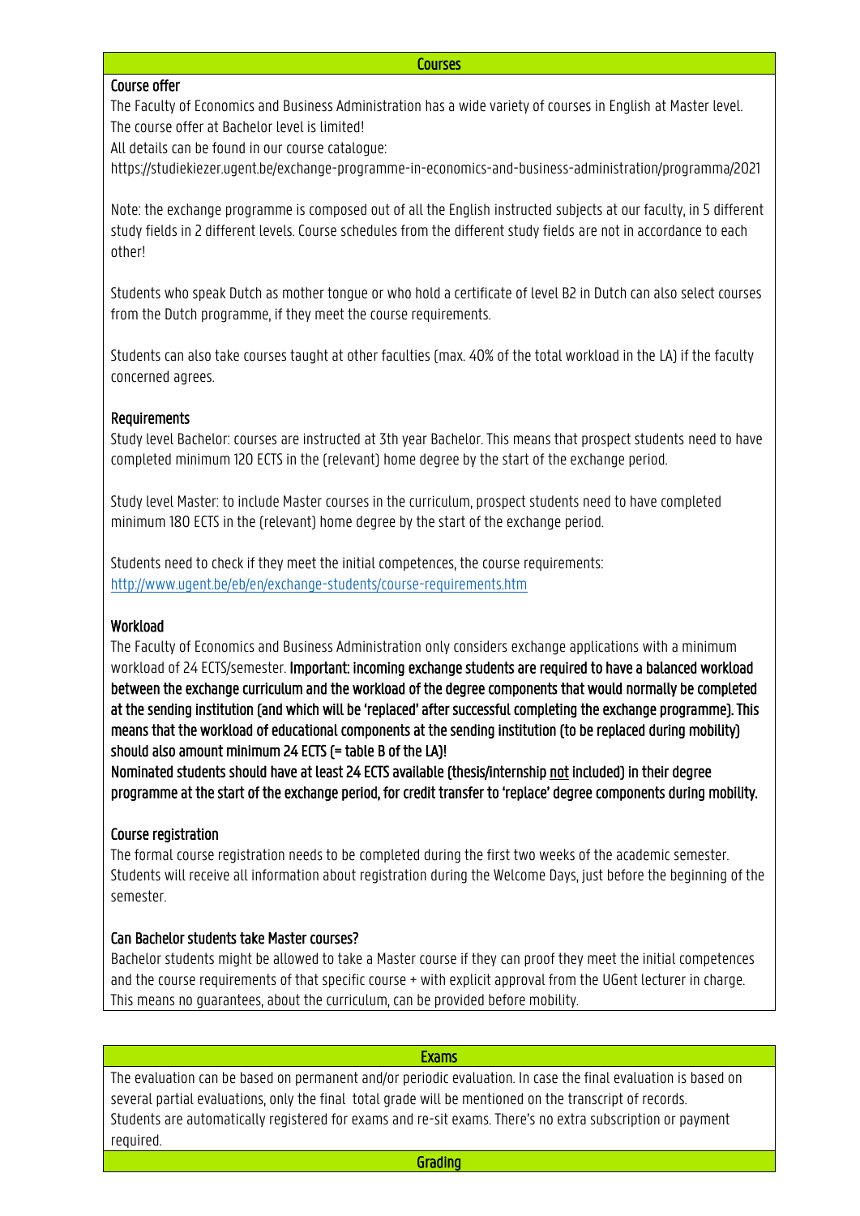## Courses

### Course offer

The Faculty of Economics and Business Administration has a wide variety of courses in English at Master level. The course offer at Bachelor level is limited!

All details can be found in our course catalogue:

https://studiekiezer.ugent.be/exchange-programme-in-economics-and-business-administration/programma/2021

Note: the exchange programme is composed out of all the English instructed subjects at our faculty, in 5 different study fields in 2 different levels. Course schedules from the different study fields are not in accordance to each other!

Students who speak Dutch as mother tongue or who hold a certificate of level B2 in Dutch can also select courses from the Dutch programme, if they meet the course requirements.

Students can also take courses taught at other faculties (max. 40% of the total workload in the LA) if the faculty concerned agrees.

### Requirements

Study level Bachelor: courses are instructed at 3th year Bachelor. This means that prospect students need to have completed minimum 120 ECTS in the (relevant) home degree by the start of the exchange period.

Study level Master: to include Master courses in the curriculum, prospect students need to have completed minimum 180 ECTS in the (relevant) home degree by the start of the exchange period.

Students need to check if they meet the initial competences, the course requirements: [http://www.ugent.be/eb/en/exchange-students/course-requirements.htm](http://www.ugent.be/eb/en/exchange-students/course-requirements.htm)

### Workload

The Faculty of Economics and Business Administration only considers exchange applications with a minimum workload of 24 ECTS/semester. **Important: incoming exchange students are required to have a balanced workload between the exchange curriculum and the workload of the degree components that would normally be completed at the sending institution (and which will be 'replaced' after successful completing the exchange programme). This means that the workload of educational components at the sending institution (to be replaced during mobility) should also amount minimum 24 ECTS (= table B of the LA)!**

**Nominated students should have at least 24 ECTS available (thesis/internship <u>not</u> included) in their degree programme at the start of the exchange period, for credit transfer to 'replace' degree components during mobility.**

### Course registration

The formal course registration needs to be completed during the first two weeks of the academic semester. Students will receive all information about registration during the Welcome Days, just before the beginning of the semester.

### Can Bachelor students take Master courses?

Bachelor students might be allowed to take a Master course if they can proof they meet the initial competences and the course requirements of that specific course + with explicit approval from the UGent lecturer in charge. This means no guarantees, about the curriculum, can be provided before mobility.

## Exams

The evaluation can be based on permanent and/or periodic evaluation. In case the final evaluation is based on several partial evaluations, only the final total grade will be mentioned on the transcript of records.

Students are automatically registered for exams and re-sit exams. There's no extra subscription or payment required.

## Grading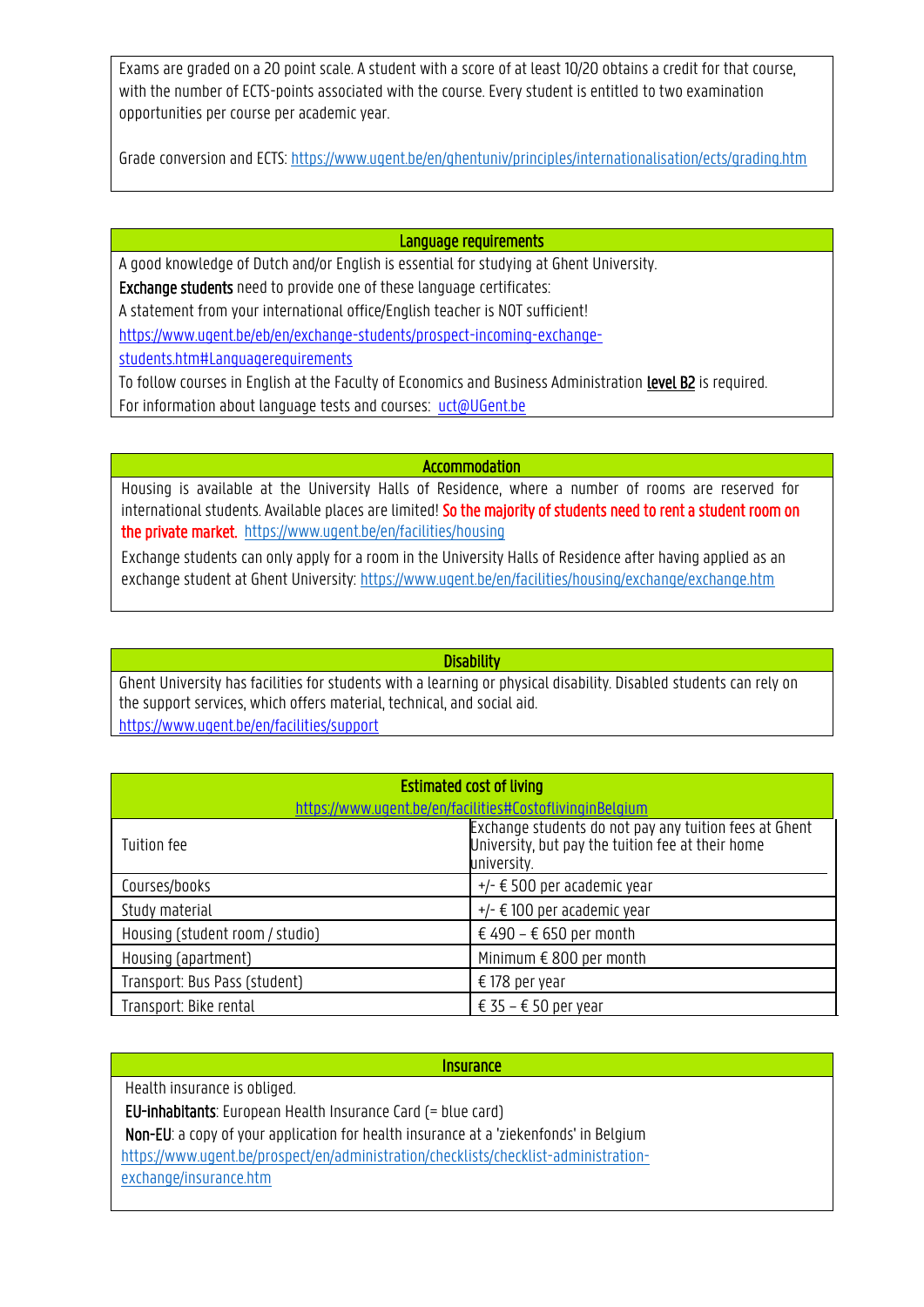Exams are graded on a 20 point scale. A student with a score of at least 10/20 obtains a credit for that course, with the number of ECTS-points associated with the course. Every student is entitled to two examination opportunities per course per academic year.

Grade conversion and ECTS: https://www.ugent.be/en/ghentuniv/principles/internationalisation/ects/grading.htm

## Language requirements

A good knowledge of Dutch and/or English is essential for studying at Ghent University.

**Exchange students** need to provide one of these language certificates:

A statement from your international office/English teacher is NOT sufficient!

https://www.ugent.be/eb/en/exchange-students/prospect-incoming-exchange-students.htm#Languagerequirements

To follow courses in English at the Faculty of Economics and Business Administration **level B2** is required.

For information about language tests and courses: uct@UGent.be

## Accommodation

Housing is available at the University Halls of Residence, where a number of rooms are reserved for international students. Available places are limited! **So the majority of students need to rent a student room on the private market.** https://www.ugent.be/en/facilities/housing

Exchange students can only apply for a room in the University Halls of Residence after having applied as an exchange student at Ghent University: https://www.ugent.be/en/facilities/housing/exchange/exchange.htm

## Disability

Ghent University has facilities for students with a learning or physical disability. Disabled students can rely on the support services, which offers material, technical, and social aid.
https://www.ugent.be/en/facilities/support

## Estimated cost of living

https://www.ugent.be/en/facilities#CostoflivinginBelgium

| | |
|---|---|
| Tuition fee | Exchange students do not pay any tuition fees at Ghent University, but pay the tuition fee at their home university. |
| Courses/books | +/- € 500 per academic year |
| Study material | +/- € 100 per academic year |
| Housing (student room / studio) | € 490 – € 650 per month |
| Housing (apartment) | Minimum € 800 per month |
| Transport: Bus Pass (student) | € 178 per year |
| Transport: Bike rental | € 35 – € 50 per year |

## Insurance

Health insurance is obliged.

**EU-inhabitants**: European Health Insurance Card (= blue card)

**Non-EU**: a copy of your application for health insurance at a 'ziekenfonds' in Belgium
https://www.ugent.be/prospect/en/administration/checklists/checklist-administration-exchange/insurance.htm